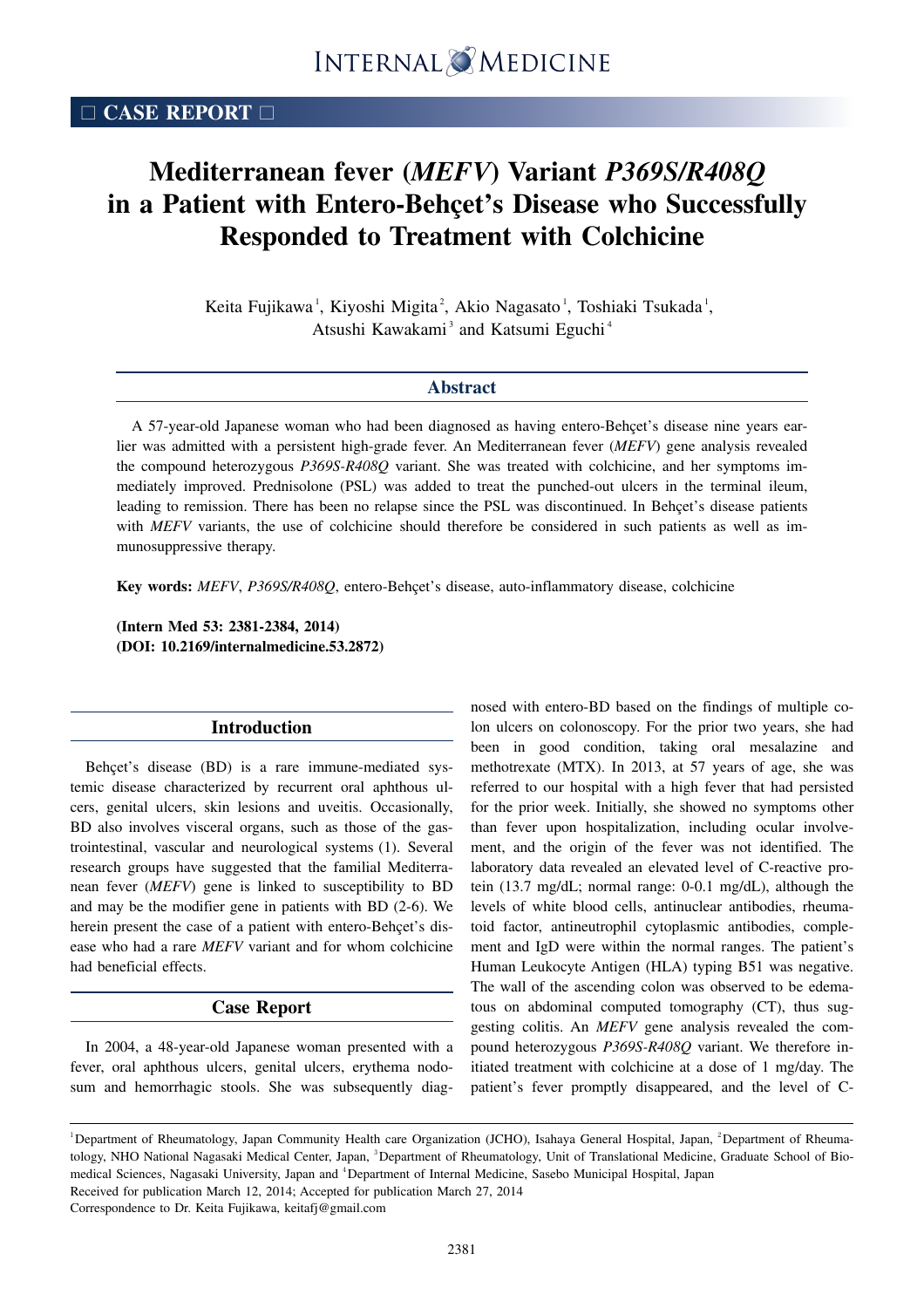□ CASE REPORT □

# Mediterranean fever (*MEFV*) Variant *P369S/R408Q* in a Patient with Entero-Behçet's Disease who Successfully Responded to Treatment with Colchicine

Keita Fujikawa[1], Kiyoshi Migita[2], Akio Nagasato[1], Toshiaki Tsukada[1], Atsushi Kawakami[3] and Katsumi Eguchi[4]

## Abstract

A 57-year-old Japanese woman who had been diagnosed as having entero-Behçet's disease nine years earlier was admitted with a persistent high-grade fever. An Mediterranean fever (*MEFV*) gene analysis revealed the compound heterozygous *P369S-R408Q* variant. She was treated with colchicine, and her symptoms immediately improved. Prednisolone (PSL) was added to treat the punched-out ulcers in the terminal ileum, leading to remission. There has been no relapse since the PSL was discontinued. In Behçet's disease patients with *MEFV* variants, the use of colchicine should therefore be considered in such patients as well as immunosuppressive therapy.

**Key words:** *MEFV*, *P369S/R408Q*, entero-Behçet's disease, auto-inflammatory disease, colchicine

**(Intern Med 53: 2381-2384, 2014)**
**(DOI: 10.2169/internalmedicine.53.2872)**

## Introduction

Behçet's disease (BD) is a rare immune-mediated systemic disease characterized by recurrent oral aphthous ulcers, genital ulcers, skin lesions and uveitis. Occasionally, BD also involves visceral organs, such as those of the gastrointestinal, vascular and neurological systems (1). Several research groups have suggested that the familial Mediterranean fever (*MEFV*) gene is linked to susceptibility to BD and may be the modifier gene in patients with BD (2-6). We herein present the case of a patient with entero-Behçet's disease who had a rare *MEFV* variant and for whom colchicine had beneficial effects.

## Case Report

In 2004, a 48-year-old Japanese woman presented with a fever, oral aphthous ulcers, genital ulcers, erythema nodosum and hemorrhagic stools. She was subsequently diagnosed with entero-BD based on the findings of multiple colon ulcers on colonoscopy. For the prior two years, she had been in good condition, taking oral mesalazine and methotrexate (MTX). In 2013, at 57 years of age, she was referred to our hospital with a high fever that had persisted for the prior week. Initially, she showed no symptoms other than fever upon hospitalization, including ocular involvement, and the origin of the fever was not identified. The laboratory data revealed an elevated level of C-reactive protein (13.7 mg/dL; normal range: 0-0.1 mg/dL), although the levels of white blood cells, antinuclear antibodies, rheumatoid factor, antineutrophil cytoplasmic antibodies, complement and IgD were within the normal ranges. The patient's Human Leukocyte Antigen (HLA) typing B51 was negative. The wall of the ascending colon was observed to be edematous on abdominal computed tomography (CT), thus suggesting colitis. An *MEFV* gene analysis revealed the compound heterozygous *P369S-R408Q* variant. We therefore initiated treatment with colchicine at a dose of 1 mg/day. The patient's fever promptly disappeared, and the level of C-

[1]Department of Rheumatology, Japan Community Health care Organization (JCHO), Isahaya General Hospital, Japan, [2]Department of Rheumatology, NHO National Nagasaki Medical Center, Japan, [3]Department of Rheumatology, Unit of Translational Medicine, Graduate School of Biomedical Sciences, Nagasaki University, Japan and [4]Department of Internal Medicine, Sasebo Municipal Hospital, Japan
Received for publication March 12, 2014; Accepted for publication March 27, 2014
Correspondence to Dr. Keita Fujikawa, keitafj@gmail.com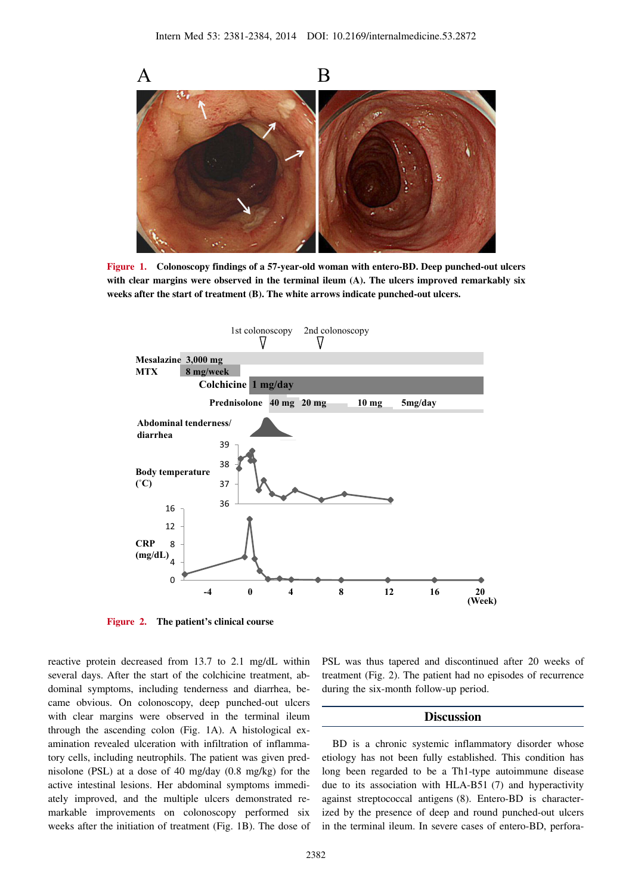Figure 1. Colonoscopy findings of a 57-year-old woman with entero-BD. Deep punched-out ulcers with clear margins were observed in the terminal ileum (A). The ulcers improved remarkably six weeks after the start of treatment (B). The white arrows indicate punched-out ulcers.

Figure 2. The patient's clinical course

reactive protein decreased from 13.7 to 2.1 mg/dL within several days. After the start of the colchicine treatment, abdominal symptoms, including tenderness and diarrhea, became obvious. On colonoscopy, deep punched-out ulcers with clear margins were observed in the terminal ileum through the ascending colon (Fig. 1A). A histological examination revealed ulceration with infiltration of inflammatory cells, including neutrophils. The patient was given prednisolone (PSL) at a dose of 40 mg/day (0.8 mg/kg) for the active intestinal lesions. Her abdominal symptoms immediately improved, and the multiple ulcers demonstrated remarkable improvements on colonoscopy performed six weeks after the initiation of treatment (Fig. 1B). The dose of PSL was thus tapered and discontinued after 20 weeks of treatment (Fig. 2). The patient had no episodes of recurrence during the six-month follow-up period.

## Discussion

BD is a chronic systemic inflammatory disorder whose etiology has not been fully established. This condition has long been regarded to be a Th1-type autoimmune disease due to its association with HLA-B51 (7) and hyperactivity against streptococcal antigens (8). Entero-BD is characterized by the presence of deep and round punched-out ulcers in the terminal ileum. In severe cases of entero-BD, perfora-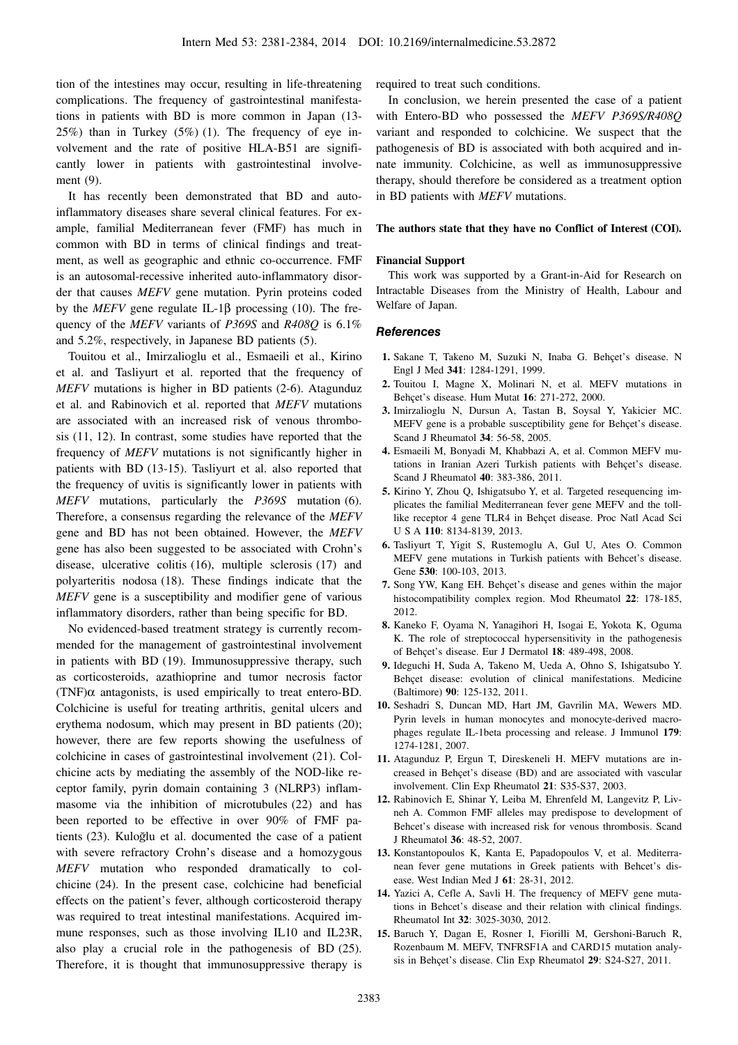tion of the intestines may occur, resulting in life-threatening complications. The frequency of gastrointestinal manifestations in patients with BD is more common in Japan (13-25%) than in Turkey (5%) (1). The frequency of eye involvement and the rate of positive HLA-B51 are significantly lower in patients with gastrointestinal involvement (9).

It has recently been demonstrated that BD and autoinflammatory diseases share several clinical features. For example, familial Mediterranean fever (FMF) has much in common with BD in terms of clinical findings and treatment, as well as geographic and ethnic co-occurrence. FMF is an autosomal-recessive inherited auto-inflammatory disorder that causes *MEFV* gene mutation. Pyrin proteins coded by the *MEFV* gene regulate IL-1β processing (10). The frequency of the *MEFV* variants of *P369S* and *R408Q* is 6.1% and 5.2%, respectively, in Japanese BD patients (5).

Touitou et al., Imirzalioglu et al., Esmaeili et al., Kirino et al. and Tasliyurt et al. reported that the frequency of *MEFV* mutations is higher in BD patients (2-6). Atagunduz et al. and Rabinovich et al. reported that *MEFV* mutations are associated with an increased risk of venous thrombosis (11, 12). In contrast, some studies have reported that the frequency of *MEFV* mutations is not significantly higher in patients with BD (13-15). Tasliyurt et al. also reported that the frequency of uvitis is significantly lower in patients with *MEFV* mutations, particularly the *P369S* mutation (6). Therefore, a consensus regarding the relevance of the *MEFV* gene and BD has not been obtained. However, the *MEFV* gene has also been suggested to be associated with Crohn's disease, ulcerative colitis (16), multiple sclerosis (17) and polyarteritis nodosa (18). These findings indicate that the *MEFV* gene is a susceptibility and modifier gene of various inflammatory disorders, rather than being specific for BD.

No evidenced-based treatment strategy is currently recommended for the management of gastrointestinal involvement in patients with BD (19). Immunosuppressive therapy, such as corticosteroids, azathioprine and tumor necrosis factor (TNF)α antagonists, is used empirically to treat entero-BD. Colchicine is useful for treating arthritis, genital ulcers and erythema nodosum, which may present in BD patients (20); however, there are few reports showing the usefulness of colchicine in cases of gastrointestinal involvement (21). Colchicine acts by mediating the assembly of the NOD-like receptor family, pyrin domain containing 3 (NLRP3) inflammasome via the inhibition of microtubules (22) and has been reported to be effective in over 90% of FMF patients (23). Kuloğlu et al. documented the case of a patient with severe refractory Crohn's disease and a homozygous *MEFV* mutation who responded dramatically to colchicine (24). In the present case, colchicine had beneficial effects on the patient's fever, although corticosteroid therapy was required to treat intestinal manifestations. Acquired immune responses, such as those involving IL10 and IL23R, also play a crucial role in the pathogenesis of BD (25). Therefore, it is thought that immunosuppressive therapy is required to treat such conditions.

In conclusion, we herein presented the case of a patient with Entero-BD who possessed the *MEFV P369S/R408Q* variant and responded to colchicine. We suspect that the pathogenesis of BD is associated with both acquired and innate immunity. Colchicine, as well as immunosuppressive therapy, should therefore be considered as a treatment option in BD patients with *MEFV* mutations.

**The authors state that they have no Conflict of Interest (COI).**

#### Financial Support

This work was supported by a Grant-in-Aid for Research on Intractable Diseases from the Ministry of Health, Labour and Welfare of Japan.

### References

1. Sakane T, Takeno M, Suzuki N, Inaba G. Behçet's disease. N Engl J Med **341**: 1284-1291, 1999.
2. Touitou I, Magne X, Molinari N, et al. MEFV mutations in Behçet's disease. Hum Mutat **16**: 271-272, 2000.
3. Imirzalioglu N, Dursun A, Tastan B, Soysal Y, Yakicier MC. MEFV gene is a probable susceptibility gene for Behçet's disease. Scand J Rheumatol **34**: 56-58, 2005.
4. Esmaeili M, Bonyadi M, Khabbazi A, et al. Common MEFV mutations in Iranian Azeri Turkish patients with Behçet's disease. Scand J Rheumatol **40**: 383-386, 2011.
5. Kirino Y, Zhou Q, Ishigatsubo Y, et al. Targeted resequencing implicates the familial Mediterranean fever gene MEFV and the toll-like receptor 4 gene TLR4 in Behçet disease. Proc Natl Acad Sci U S A **110**: 8134-8139, 2013.
6. Tasliyurt T, Yigit S, Rustemoglu A, Gul U, Ates O. Common MEFV gene mutations in Turkish patients with Behcet's disease. Gene **530**: 100-103, 2013.
7. Song YW, Kang EH. Behçet's disease and genes within the major histocompatibility complex region. Mod Rheumatol **22**: 178-185, 2012.
8. Kaneko F, Oyama N, Yanagihori H, Isogai E, Yokota K, Oguma K. The role of streptococcal hypersensitivity in the pathogenesis of Behçet's disease. Eur J Dermatol **18**: 489-498, 2008.
9. Ideguchi H, Suda A, Takeno M, Ueda A, Ohno S, Ishigatsubo Y. Behçet disease: evolution of clinical manifestations. Medicine (Baltimore) **90**: 125-132, 2011.
10. Seshadri S, Duncan MD, Hart JM, Gavrilin MA, Wewers MD. Pyrin levels in human monocytes and monocyte-derived macrophages regulate IL-1beta processing and release. J Immunol **179**: 1274-1281, 2007.
11. Atagunduz P, Ergun T, Direskeneli H. MEFV mutations are increased in Behçet's disease (BD) and are associated with vascular involvement. Clin Exp Rheumatol **21**: S35-S37, 2003.
12. Rabinovich E, Shinar Y, Leiba M, Ehrenfeld M, Langevitz P, Livneh A. Common FMF alleles may predispose to development of Behcet's disease with increased risk for venous thrombosis. Scand J Rheumatol **36**: 48-52, 2007.
13. Konstantopoulos K, Kanta E, Papadopoulos V, et al. Mediterranean fever gene mutations in Greek patients with Behcet's disease. West Indian Med J **61**: 28-31, 2012.
14. Yazici A, Cefle A, Savli H. The frequency of MEFV gene mutations in Behcet's disease and their relation with clinical findings. Rheumatol Int **32**: 3025-3030, 2012.
15. Baruch Y, Dagan E, Rosner I, Fiorilli M, Gershoni-Baruch R, Rozenbaum M. MEFV, TNFRSF1A and CARD15 mutation analysis in Behçet's disease. Clin Exp Rheumatol **29**: S24-S27, 2011.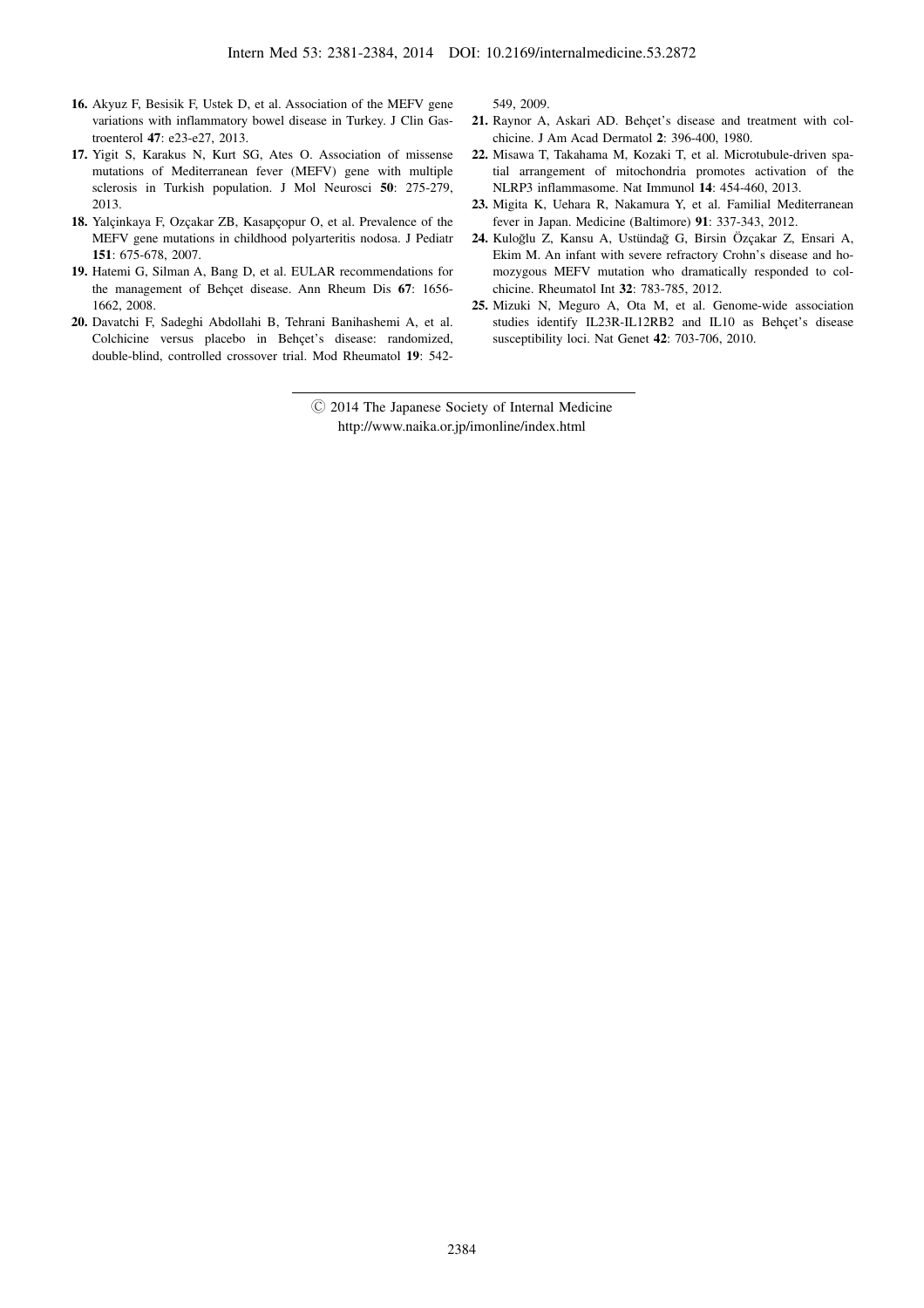16. Akyuz F, Besisik F, Ustek D, et al. Association of the MEFV gene variations with inflammatory bowel disease in Turkey. J Clin Gastroenterol **47**: e23-e27, 2013.
17. Yigit S, Karakus N, Kurt SG, Ates O. Association of missense mutations of Mediterranean fever (MEFV) gene with multiple sclerosis in Turkish population. J Mol Neurosci **50**: 275-279, 2013.
18. Yalçinkaya F, Ozçakar ZB, Kasapçopur O, et al. Prevalence of the MEFV gene mutations in childhood polyarteritis nodosa. J Pediatr **151**: 675-678, 2007.
19. Hatemi G, Silman A, Bang D, et al. EULAR recommendations for the management of Behçet disease. Ann Rheum Dis **67**: 1656-1662, 2008.
20. Davatchi F, Sadeghi Abdollahi B, Tehrani Banihashemi A, et al. Colchicine versus placebo in Behçet's disease: randomized, double-blind, controlled crossover trial. Mod Rheumatol **19**: 542-549, 2009.
21. Raynor A, Askari AD. Behçet's disease and treatment with colchicine. J Am Acad Dermatol **2**: 396-400, 1980.
22. Misawa T, Takahama M, Kozaki T, et al. Microtubule-driven spatial arrangement of mitochondria promotes activation of the NLRP3 inflammasome. Nat Immunol **14**: 454-460, 2013.
23. Migita K, Uehara R, Nakamura Y, et al. Familial Mediterranean fever in Japan. Medicine (Baltimore) **91**: 337-343, 2012.
24. Kuloğlu Z, Kansu A, Ustündağ G, Birsin Özçakar Z, Ensari A, Ekim M. An infant with severe refractory Crohn's disease and homozygous MEFV mutation who dramatically responded to colchicine. Rheumatol Int **32**: 783-785, 2012.
25. Mizuki N, Meguro A, Ota M, et al. Genome-wide association studies identify IL23R-IL12RB2 and IL10 as Behçet's disease susceptibility loci. Nat Genet **42**: 703-706, 2010.

© 2014 The Japanese Society of Internal Medicine
http://www.naika.or.jp/imonline/index.html